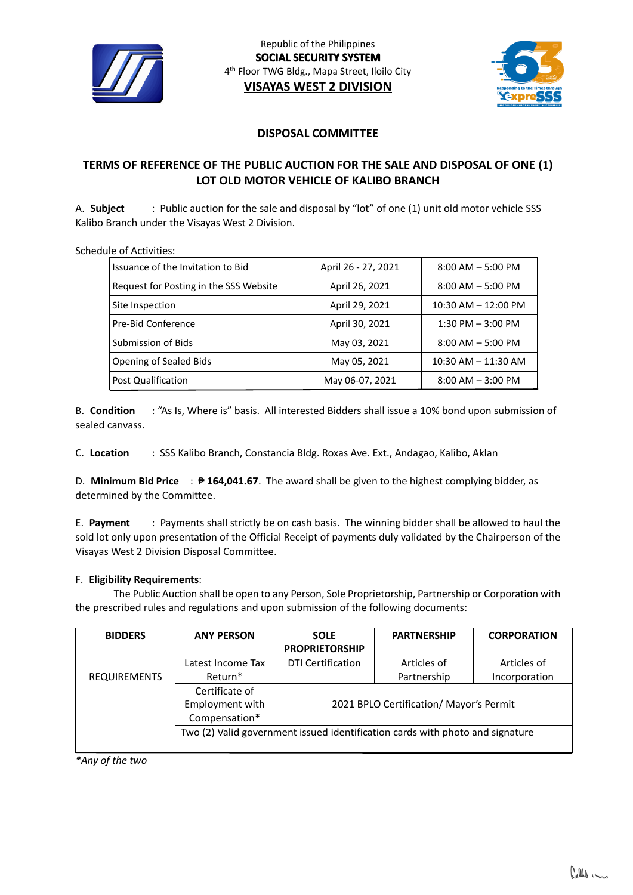Republic of the Philippines
**SOCIAL SECURITY SYSTEM**
4th Floor TWG Bldg., Mapa Street, Iloilo City
**VISAYAS WEST 2 DIVISION**

## DISPOSAL COMMITTEE

## TERMS OF REFERENCE OF THE PUBLIC AUCTION FOR THE SALE AND DISPOSAL OF ONE (1) LOT OLD MOTOR VEHICLE OF KALIBO BRANCH

A. **Subject** : Public auction for the sale and disposal by "lot" of one (1) unit old motor vehicle SSS Kalibo Branch under the Visayas West 2 Division.

Schedule of Activities:

| Activity | Date | Time |
|---|---|---|
| Issuance of the Invitation to Bid | April 26 - 27, 2021 | 8:00 AM – 5:00 PM |
| Request for Posting in the SSS Website | April 26, 2021 | 8:00 AM – 5:00 PM |
| Site Inspection | April 29, 2021 | 10:30 AM – 12:00 PM |
| Pre-Bid Conference | April 30, 2021 | 1:30 PM – 3:00 PM |
| Submission of Bids | May 03, 2021 | 8:00 AM – 5:00 PM |
| Opening of Sealed Bids | May 05, 2021 | 10:30 AM – 11:30 AM |
| Post Qualification | May 06-07, 2021 | 8:00 AM – 3:00 PM |

B. **Condition** : "As Is, Where is" basis. All interested Bidders shall issue a 10% bond upon submission of sealed canvass.

C. **Location** : SSS Kalibo Branch, Constancia Bldg. Roxas Ave. Ext., Andagao, Kalibo, Aklan

D. **Minimum Bid Price** : **₱ 164,041.67**. The award shall be given to the highest complying bidder, as determined by the Committee.

E. **Payment** : Payments shall strictly be on cash basis. The winning bidder shall be allowed to haul the sold lot only upon presentation of the Official Receipt of payments duly validated by the Chairperson of the Visayas West 2 Division Disposal Committee.

F. **Eligibility Requirements**:

The Public Auction shall be open to any Person, Sole Proprietorship, Partnership or Corporation with the prescribed rules and regulations and upon submission of the following documents:

| BIDDERS | ANY PERSON | SOLE PROPRIETORSHIP | PARTNERSHIP | CORPORATION |
|---|---|---|---|---|
| REQUIREMENTS | Latest Income Tax Return* | DTI Certification | Articles of Partnership | Articles of Incorporation |
| | Certificate of Employment with Compensation* | 2021 BPLO Certification/ Mayor's Permit | | |
| | Two (2) Valid government issued identification cards with photo and signature | | | |

*\*Any of the two*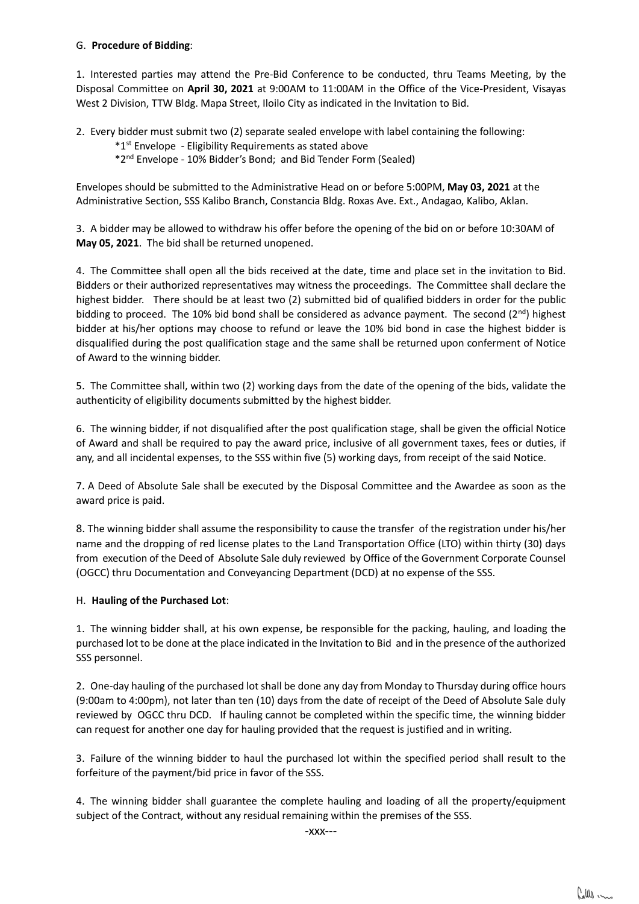G. **Procedure of Bidding**:

1. Interested parties may attend the Pre-Bid Conference to be conducted, thru Teams Meeting, by the Disposal Committee on **April 30, 2021** at 9:00AM to 11:00AM in the Office of the Vice-President, Visayas West 2 Division, TTW Bldg. Mapa Street, Iloilo City as indicated in the Invitation to Bid.

2. Every bidder must submit two (2) separate sealed envelope with label containing the following:
   *1st Envelope - Eligibility Requirements as stated above
   *2nd Envelope - 10% Bidder's Bond; and Bid Tender Form (Sealed)

Envelopes should be submitted to the Administrative Head on or before 5:00PM, **May 03, 2021** at the Administrative Section, SSS Kalibo Branch, Constancia Bldg. Roxas Ave. Ext., Andagao, Kalibo, Aklan.

3. A bidder may be allowed to withdraw his offer before the opening of the bid on or before 10:30AM of **May 05, 2021**. The bid shall be returned unopened.

4. The Committee shall open all the bids received at the date, time and place set in the invitation to Bid. Bidders or their authorized representatives may witness the proceedings. The Committee shall declare the highest bidder. There should be at least two (2) submitted bid of qualified bidders in order for the public bidding to proceed. The 10% bid bond shall be considered as advance payment. The second (2nd) highest bidder at his/her options may choose to refund or leave the 10% bid bond in case the highest bidder is disqualified during the post qualification stage and the same shall be returned upon conferment of Notice of Award to the winning bidder.

5. The Committee shall, within two (2) working days from the date of the opening of the bids, validate the authenticity of eligibility documents submitted by the highest bidder.

6. The winning bidder, if not disqualified after the post qualification stage, shall be given the official Notice of Award and shall be required to pay the award price, inclusive of all government taxes, fees or duties, if any, and all incidental expenses, to the SSS within five (5) working days, from receipt of the said Notice.

7. A Deed of Absolute Sale shall be executed by the Disposal Committee and the Awardee as soon as the award price is paid.

8. The winning bidder shall assume the responsibility to cause the transfer of the registration under his/her name and the dropping of red license plates to the Land Transportation Office (LTO) within thirty (30) days from execution of the Deed of Absolute Sale duly reviewed by Office of the Government Corporate Counsel (OGCC) thru Documentation and Conveyancing Department (DCD) at no expense of the SSS.

H. **Hauling of the Purchased Lot**:

1. The winning bidder shall, at his own expense, be responsible for the packing, hauling, and loading the purchased lot to be done at the place indicated in the Invitation to Bid and in the presence of the authorized SSS personnel.

2. One-day hauling of the purchased lot shall be done any day from Monday to Thursday during office hours (9:00am to 4:00pm), not later than ten (10) days from the date of receipt of the Deed of Absolute Sale duly reviewed by OGCC thru DCD. If hauling cannot be completed within the specific time, the winning bidder can request for another one day for hauling provided that the request is justified and in writing.

3. Failure of the winning bidder to haul the purchased lot within the specified period shall result to the forfeiture of the payment/bid price in favor of the SSS.

4. The winning bidder shall guarantee the complete hauling and loading of all the property/equipment subject of the Contract, without any residual remaining within the premises of the SSS.

-xxx---